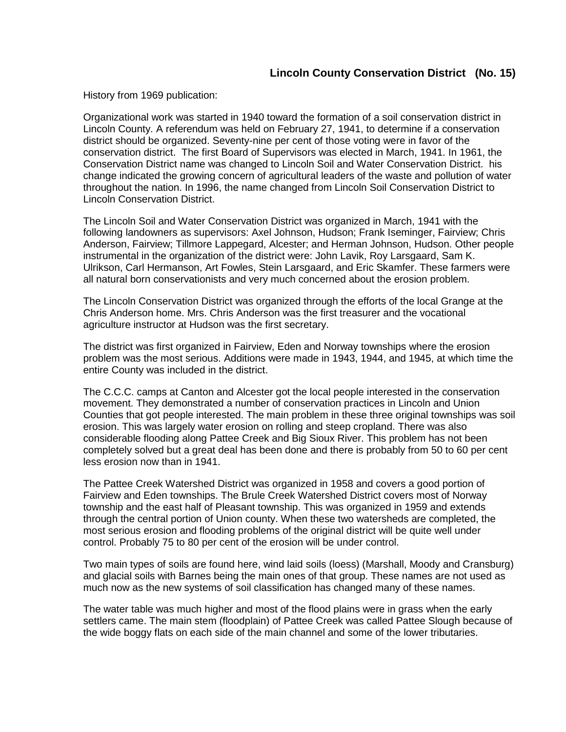# Lincoln County Conservation District (No. 15)

History from 1969 publication:

Organizational work was started in 1940 toward the formation of a soil conservation district in Lincoln County. A referendum was held on February 27, 1941, to determine if a conservation district should be organized. Seventy-nine per cent of those voting were in favor of the conservation district. The first Board of Supervisors was elected in March, 1941. In 1961, the Conservation District name was changed to Lincoln Soil and Water Conservation District. his change indicated the growing concern of agricultural leaders of the waste and pollution of water throughout the nation. In 1996, the name changed from Lincoln Soil Conservation District to Lincoln Conservation District.

The Lincoln Soil and Water Conservation District was organized in March, 1941 with the following landowners as supervisors: Axel Johnson, Hudson; Frank Iseminger, Fairview; Chris Anderson, Fairview; Tillmore Lappegard, Alcester; and Herman Johnson, Hudson. Other people instrumental in the organization of the district were: John Lavik, Roy Larsgaard, Sam K. Ulrikson, Carl Hermanson, Art Fowles, Stein Larsgaard, and Eric Skamfer. These farmers were all natural born conservationists and very much concerned about the erosion problem.

The Lincoln Conservation District was organized through the efforts of the local Grange at the Chris Anderson home. Mrs. Chris Anderson was the first treasurer and the vocational agriculture instructor at Hudson was the first secretary.

The district was first organized in Fairview, Eden and Norway townships where the erosion problem was the most serious. Additions were made in 1943, 1944, and 1945, at which time the entire County was included in the district.

The C.C.C. camps at Canton and Alcester got the local people interested in the conservation movement. They demonstrated a number of conservation practices in Lincoln and Union Counties that got people interested. The main problem in these three original townships was soil erosion. This was largely water erosion on rolling and steep cropland. There was also considerable flooding along Pattee Creek and Big Sioux River. This problem has not been completely solved but a great deal has been done and there is probably from 50 to 60 per cent less erosion now than in 1941.

The Pattee Creek Watershed District was organized in 1958 and covers a good portion of Fairview and Eden townships. The Brule Creek Watershed District covers most of Norway township and the east half of Pleasant township. This was organized in 1959 and extends through the central portion of Union county. When these two watersheds are completed, the most serious erosion and flooding problems of the original district will be quite well under control. Probably 75 to 80 per cent of the erosion will be under control.

Two main types of soils are found here, wind laid soils (loess) (Marshall, Moody and Cransburg) and glacial soils with Barnes being the main ones of that group. These names are not used as much now as the new systems of soil classification has changed many of these names.

The water table was much higher and most of the flood plains were in grass when the early settlers came. The main stem (floodplain) of Pattee Creek was called Pattee Slough because of the wide boggy flats on each side of the main channel and some of the lower tributaries.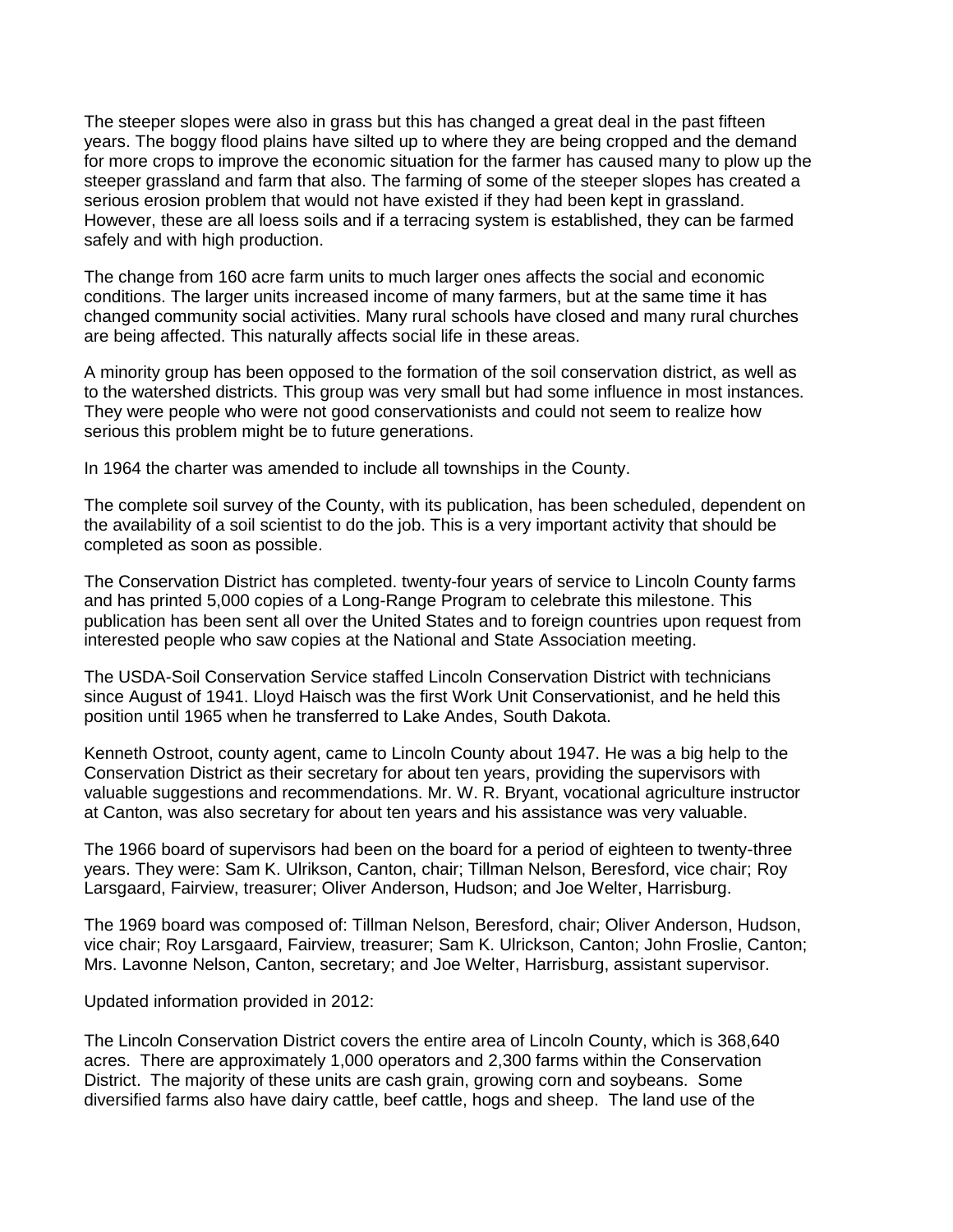The steeper slopes were also in grass but this has changed a great deal in the past fifteen years. The boggy flood plains have silted up to where they are being cropped and the demand for more crops to improve the economic situation for the farmer has caused many to plow up the steeper grassland and farm that also. The farming of some of the steeper slopes has created a serious erosion problem that would not have existed if they had been kept in grassland. However, these are all loess soils and if a terracing system is established, they can be farmed safely and with high production.

The change from 160 acre farm units to much larger ones affects the social and economic conditions. The larger units increased income of many farmers, but at the same time it has changed community social activities. Many rural schools have closed and many rural churches are being affected. This naturally affects social life in these areas.

A minority group has been opposed to the formation of the soil conservation district, as well as to the watershed districts. This group was very small but had some influence in most instances. They were people who were not good conservationists and could not seem to realize how serious this problem might be to future generations.

In 1964 the charter was amended to include all townships in the County.

The complete soil survey of the County, with its publication, has been scheduled, dependent on the availability of a soil scientist to do the job. This is a very important activity that should be completed as soon as possible.

The Conservation District has completed. twenty-four years of service to Lincoln County farms and has printed 5,000 copies of a Long-Range Program to celebrate this milestone. This publication has been sent all over the United States and to foreign countries upon request from interested people who saw copies at the National and State Association meeting.

The USDA-Soil Conservation Service staffed Lincoln Conservation District with technicians since August of 1941. Lloyd Haisch was the first Work Unit Conservationist, and he held this position until 1965 when he transferred to Lake Andes, South Dakota.

Kenneth Ostroot, county agent, came to Lincoln County about 1947. He was a big help to the Conservation District as their secretary for about ten years, providing the supervisors with valuable suggestions and recommendations. Mr. W. R. Bryant, vocational agriculture instructor at Canton, was also secretary for about ten years and his assistance was very valuable.

The 1966 board of supervisors had been on the board for a period of eighteen to twenty-three years. They were: Sam K. Ulrikson, Canton, chair; Tillman Nelson, Beresford, vice chair; Roy Larsgaard, Fairview, treasurer; Oliver Anderson, Hudson; and Joe Welter, Harrisburg.

The 1969 board was composed of: Tillman Nelson, Beresford, chair; Oliver Anderson, Hudson, vice chair; Roy Larsgaard, Fairview, treasurer; Sam K. Ulrickson, Canton; John Froslie, Canton; Mrs. Lavonne Nelson, Canton, secretary; and Joe Welter, Harrisburg, assistant supervisor.

Updated information provided in 2012:

The Lincoln Conservation District covers the entire area of Lincoln County, which is 368,640 acres. There are approximately 1,000 operators and 2,300 farms within the Conservation District. The majority of these units are cash grain, growing corn and soybeans. Some diversified farms also have dairy cattle, beef cattle, hogs and sheep. The land use of the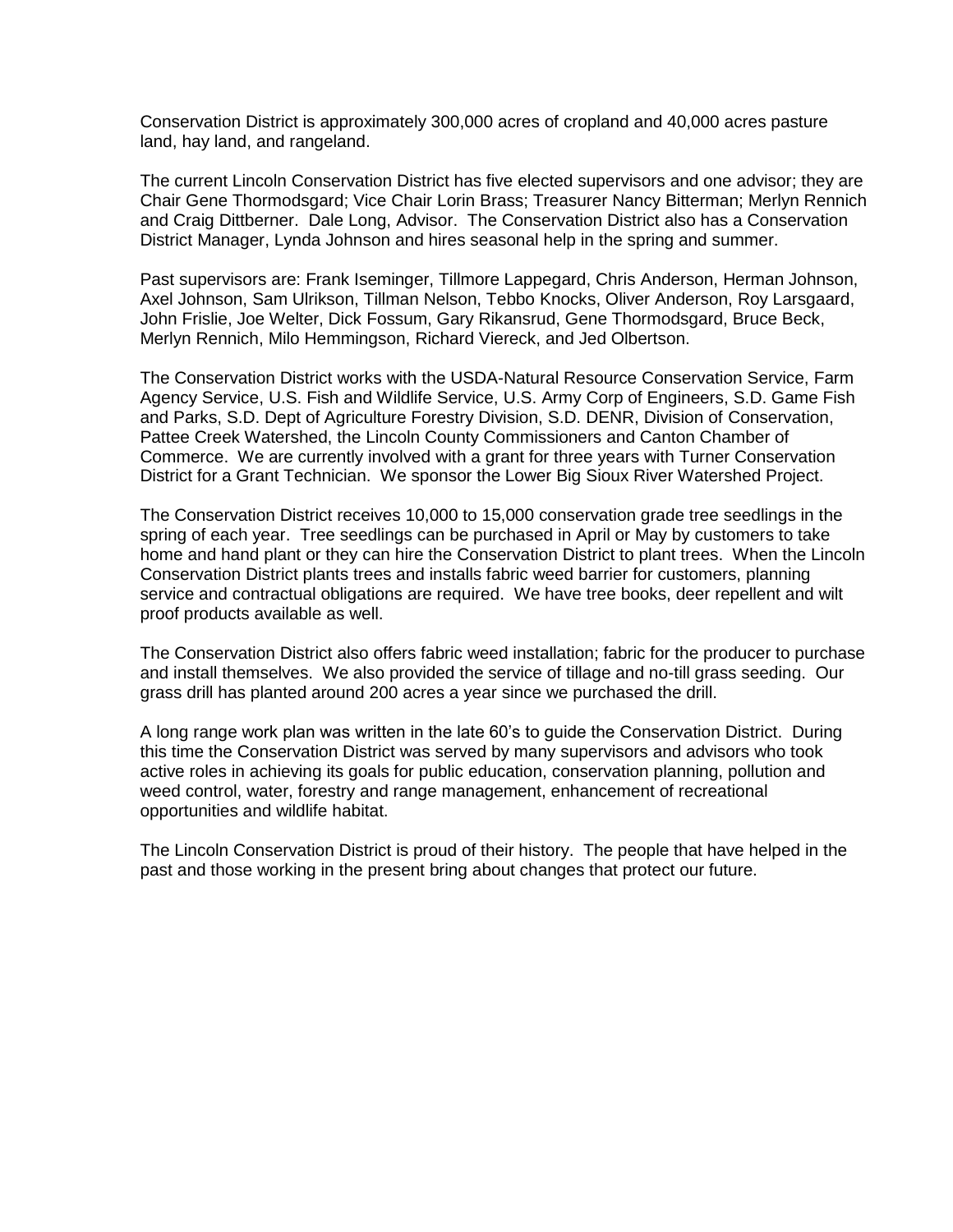Conservation District is approximately 300,000 acres of cropland and 40,000 acres pasture land, hay land, and rangeland.

The current Lincoln Conservation District has five elected supervisors and one advisor; they are Chair Gene Thormodsgard; Vice Chair Lorin Brass; Treasurer Nancy Bitterman; Merlyn Rennich and Craig Dittberner. Dale Long, Advisor. The Conservation District also has a Conservation District Manager, Lynda Johnson and hires seasonal help in the spring and summer.

Past supervisors are: Frank Iseminger, Tillmore Lappegard, Chris Anderson, Herman Johnson, Axel Johnson, Sam Ulrikson, Tillman Nelson, Tebbo Knocks, Oliver Anderson, Roy Larsgaard, John Frislie, Joe Welter, Dick Fossum, Gary Rikansrud, Gene Thormodsgard, Bruce Beck, Merlyn Rennich, Milo Hemmingson, Richard Viereck, and Jed Olbertson.

The Conservation District works with the USDA-Natural Resource Conservation Service, Farm Agency Service, U.S. Fish and Wildlife Service, U.S. Army Corp of Engineers, S.D. Game Fish and Parks, S.D. Dept of Agriculture Forestry Division, S.D. DENR, Division of Conservation, Pattee Creek Watershed, the Lincoln County Commissioners and Canton Chamber of Commerce. We are currently involved with a grant for three years with Turner Conservation District for a Grant Technician. We sponsor the Lower Big Sioux River Watershed Project.

The Conservation District receives 10,000 to 15,000 conservation grade tree seedlings in the spring of each year. Tree seedlings can be purchased in April or May by customers to take home and hand plant or they can hire the Conservation District to plant trees. When the Lincoln Conservation District plants trees and installs fabric weed barrier for customers, planning service and contractual obligations are required. We have tree books, deer repellent and wilt proof products available as well.

The Conservation District also offers fabric weed installation; fabric for the producer to purchase and install themselves. We also provided the service of tillage and no-till grass seeding. Our grass drill has planted around 200 acres a year since we purchased the drill.

A long range work plan was written in the late 60's to guide the Conservation District. During this time the Conservation District was served by many supervisors and advisors who took active roles in achieving its goals for public education, conservation planning, pollution and weed control, water, forestry and range management, enhancement of recreational opportunities and wildlife habitat.

The Lincoln Conservation District is proud of their history. The people that have helped in the past and those working in the present bring about changes that protect our future.